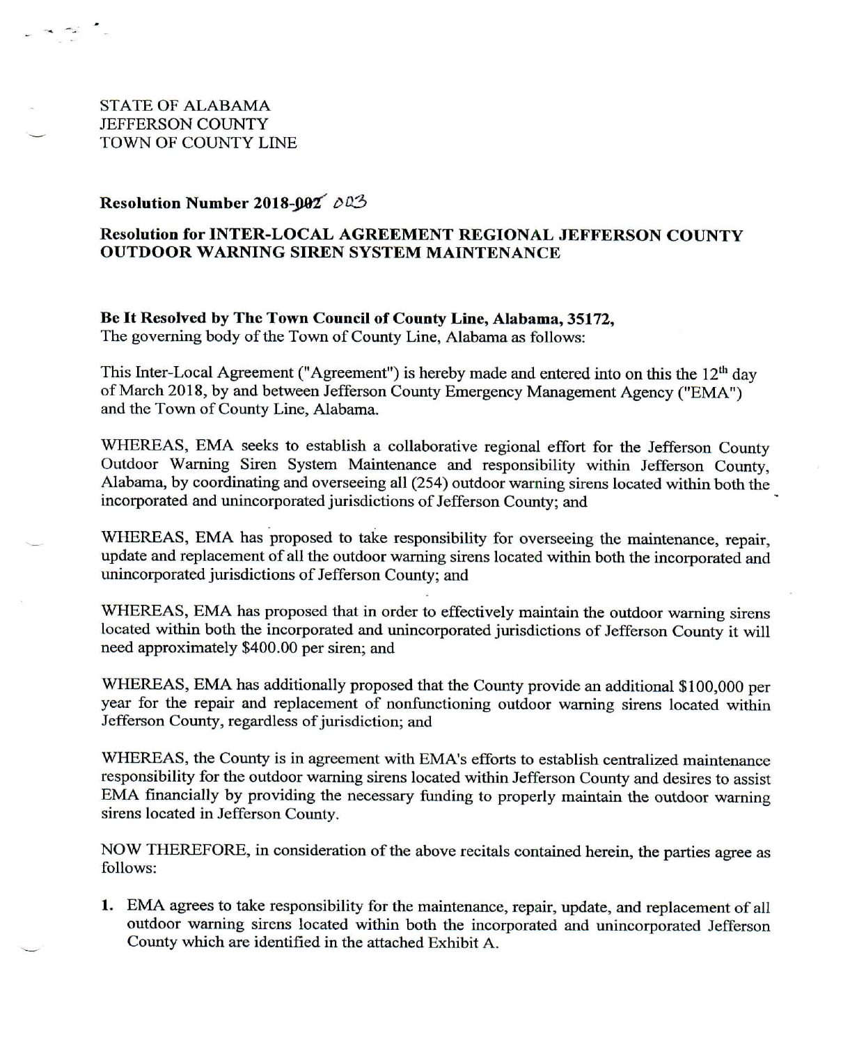STATE OF ALABAMA
JEFFERSON COUNTY
TOWN OF COUNTY LINE

**Resolution Number 2018-~~002~~ 003**

**Resolution for INTER-LOCAL AGREEMENT REGIONAL JEFFERSON COUNTY OUTDOOR WARNING SIREN SYSTEM MAINTENANCE**

**Be It Resolved by The Town Council of County Line, Alabama, 35172,**
The governing body of the Town of County Line, Alabama as follows:

This Inter-Local Agreement ("Agreement") is hereby made and entered into on this the 12th day of March 2018, by and between Jefferson County Emergency Management Agency ("EMA") and the Town of County Line, Alabama.

WHEREAS, EMA seeks to establish a collaborative regional effort for the Jefferson County Outdoor Warning Siren System Maintenance and responsibility within Jefferson County, Alabama, by coordinating and overseeing all (254) outdoor warning sirens located within both the incorporated and unincorporated jurisdictions of Jefferson County; and

WHEREAS, EMA has proposed to take responsibility for overseeing the maintenance, repair, update and replacement of all the outdoor warning sirens located within both the incorporated and unincorporated jurisdictions of Jefferson County; and

WHEREAS, EMA has proposed that in order to effectively maintain the outdoor warning sirens located within both the incorporated and unincorporated jurisdictions of Jefferson County it will need approximately $400.00 per siren; and

WHEREAS, EMA has additionally proposed that the County provide an additional $100,000 per year for the repair and replacement of nonfunctioning outdoor warning sirens located within Jefferson County, regardless of jurisdiction; and

WHEREAS, the County is in agreement with EMA's efforts to establish centralized maintenance responsibility for the outdoor warning sirens located within Jefferson County and desires to assist EMA financially by providing the necessary funding to properly maintain the outdoor warning sirens located in Jefferson County.

NOW THEREFORE, in consideration of the above recitals contained herein, the parties agree as follows:

1. EMA agrees to take responsibility for the maintenance, repair, update, and replacement of all outdoor warning sirens located within both the incorporated and unincorporated Jefferson County which are identified in the attached Exhibit A.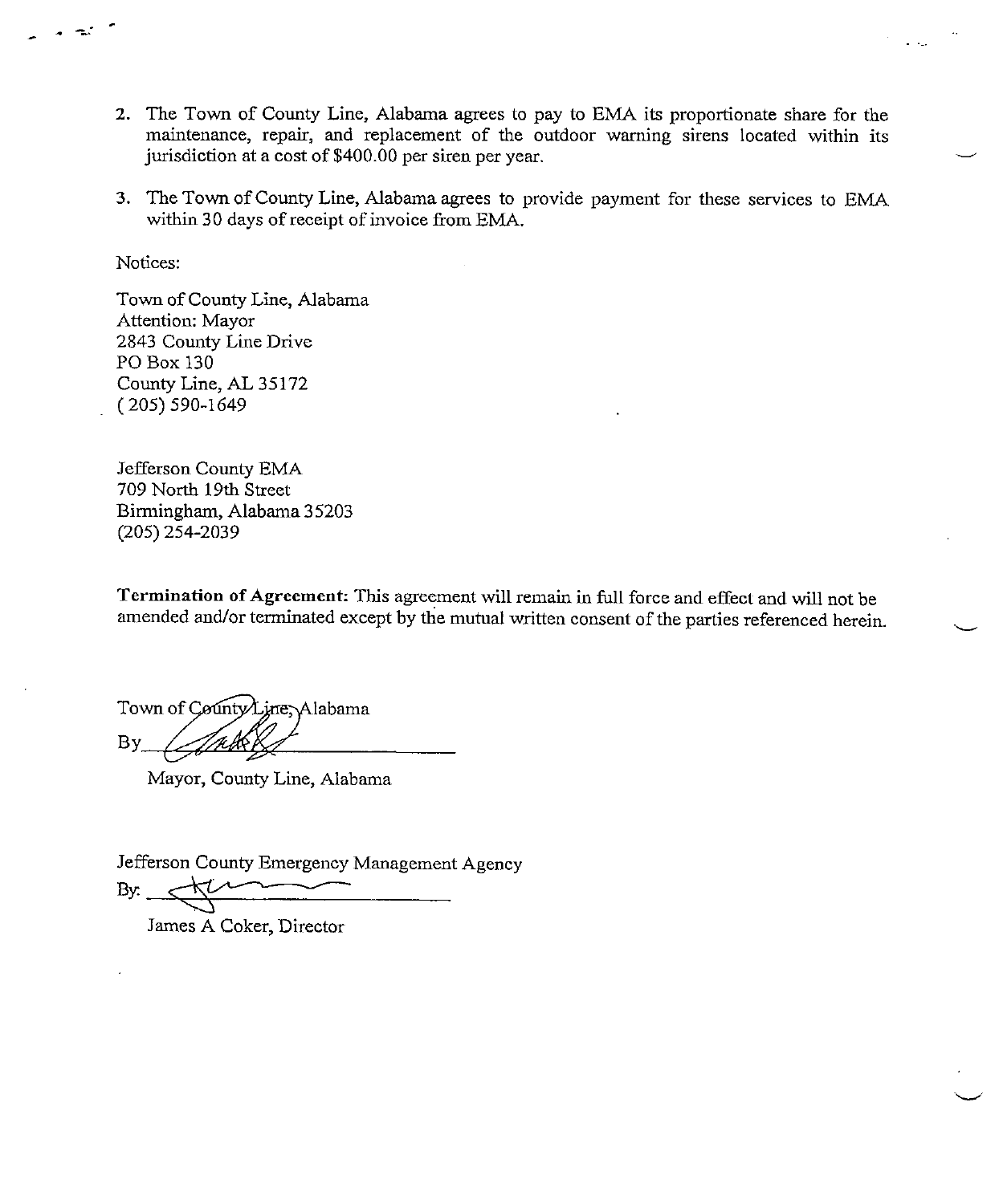2. The Town of County Line, Alabama agrees to pay to EMA its proportionate share for the maintenance, repair, and replacement of the outdoor warning sirens located within its jurisdiction at a cost of $400.00 per siren per year.

3. The Town of County Line, Alabama agrees to provide payment for these services to EMA within 30 days of receipt of invoice from EMA.

Notices:

Town of County Line, Alabama  
Attention: Mayor  
2843 County Line Drive  
PO Box 130  
County Line, AL 35172  
(205) 590-1649

Jefferson County EMA  
709 North 19th Street  
Birmingham, Alabama 35203  
(205) 254-2039

**Termination of Agreement:** This agreement will remain in full force and effect and will not be amended and/or terminated except by the mutual written consent of the parties referenced herein.

Town of County Line, Alabama  
By\_\_\_\_\_\_\_\_\_\_\_\_\_\_\_\_\_\_\_\_\_\_\_\_\_\_\_\_  
Mayor, County Line, Alabama

Jefferson County Emergency Management Agency  
By: \_\_\_\_\_\_\_\_\_\_\_\_\_\_\_\_\_\_\_\_\_\_\_\_\_\_\_\_  
James A Coker, Director